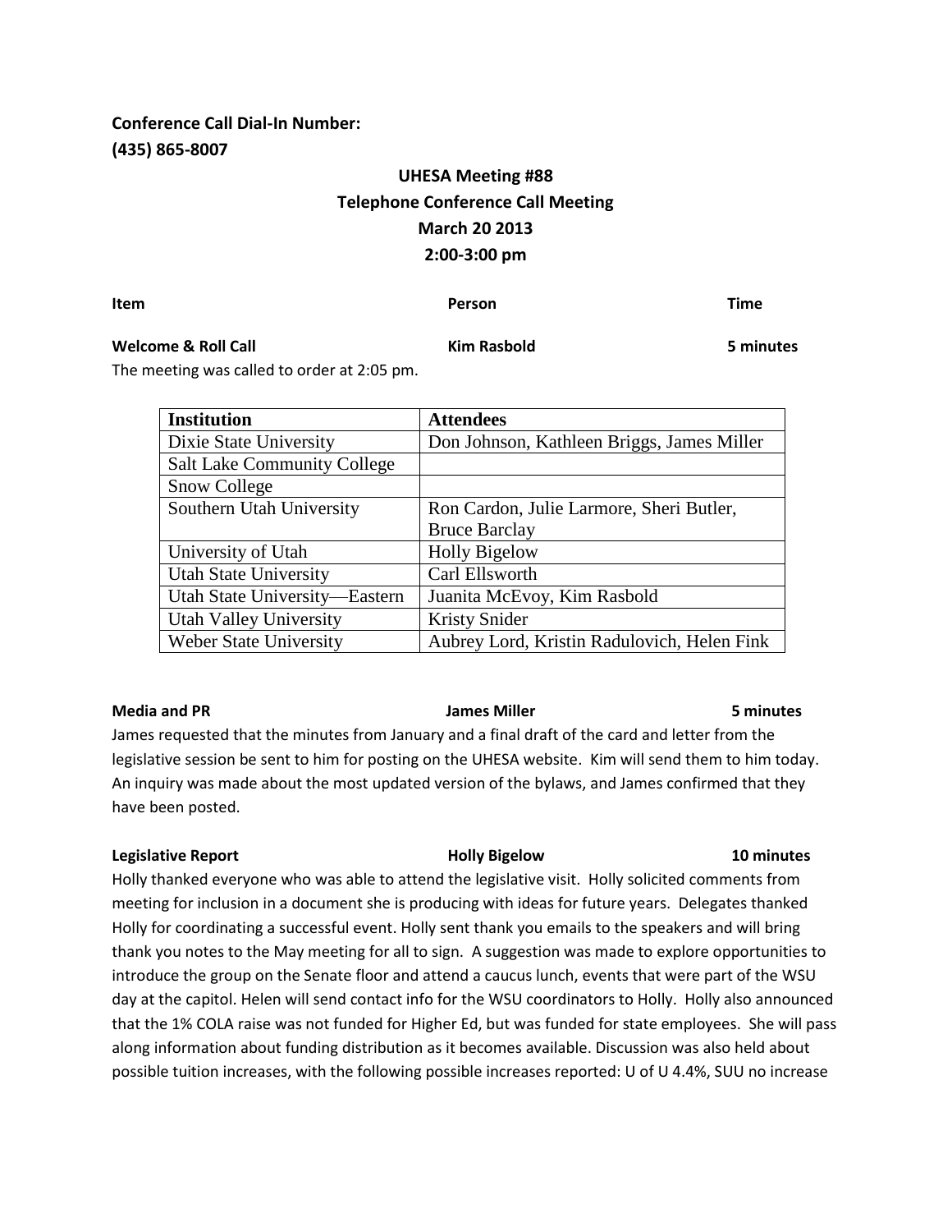**Conference Call Dial-In Number:**
**(435) 865-8007**

## UHESA Meeting #88
## Telephone Conference Call Meeting
## March 20 2013
## 2:00-3:00 pm

| **Item** | **Person** | **Time** |
|---|---|---|
| **Welcome & Roll Call** | **Kim Rasbold** | **5 minutes** |

The meeting was called to order at 2:05 pm.

| Institution | Attendees |
|---|---|
| Dixie State University | Don Johnson, Kathleen Briggs, James Miller |
| Salt Lake Community College | |
| Snow College | |
| Southern Utah University | Ron Cardon, Julie Larmore, Sheri Butler, Bruce Barclay |
| University of Utah | Holly Bigelow |
| Utah State University | Carl Ellsworth |
| Utah State University—Eastern | Juanita McEvoy, Kim Rasbold |
| Utah Valley University | Kristy Snider |
| Weber State University | Aubrey Lord, Kristin Radulovich, Helen Fink |

**Media and PR** — **James Miller** — **5 minutes**

James requested that the minutes from January and a final draft of the card and letter from the legislative session be sent to him for posting on the UHESA website. Kim will send them to him today. An inquiry was made about the most updated version of the bylaws, and James confirmed that they have been posted.

**Legislative Report** — **Holly Bigelow** — **10 minutes**

Holly thanked everyone who was able to attend the legislative visit. Holly solicited comments from meeting for inclusion in a document she is producing with ideas for future years. Delegates thanked Holly for coordinating a successful event. Holly sent thank you emails to the speakers and will bring thank you notes to the May meeting for all to sign. A suggestion was made to explore opportunities to introduce the group on the Senate floor and attend a caucus lunch, events that were part of the WSU day at the capitol. Helen will send contact info for the WSU coordinators to Holly. Holly also announced that the 1% COLA raise was not funded for Higher Ed, but was funded for state employees. She will pass along information about funding distribution as it becomes available. Discussion was also held about possible tuition increases, with the following possible increases reported: U of U 4.4%, SUU no increase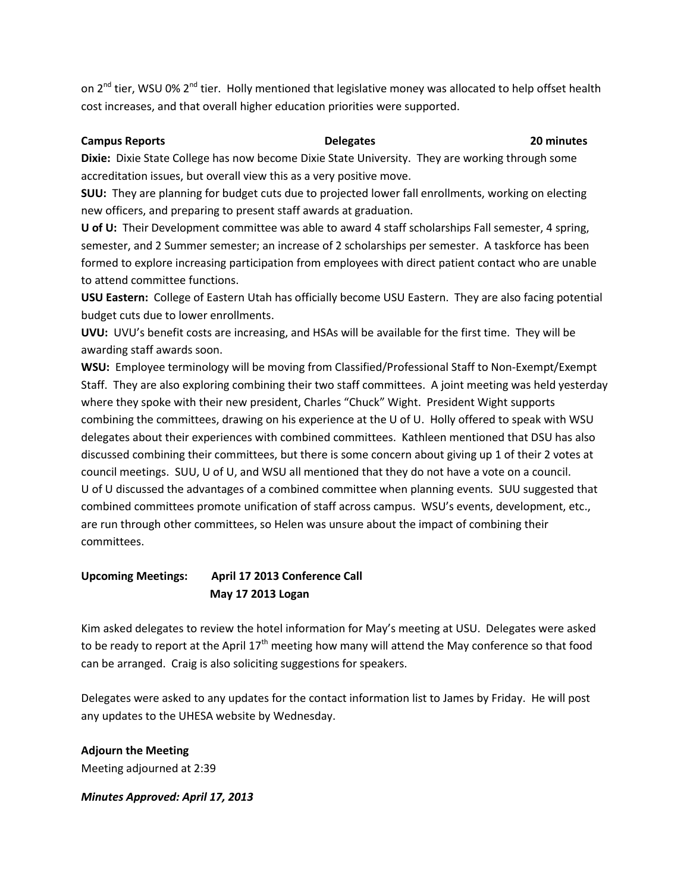on 2nd tier, WSU 0% 2nd tier. Holly mentioned that legislative money was allocated to help offset health cost increases, and that overall higher education priorities were supported.

**Campus Reports** **Delegates** **20 minutes**

**Dixie:** Dixie State College has now become Dixie State University. They are working through some accreditation issues, but overall view this as a very positive move.

**SUU:** They are planning for budget cuts due to projected lower fall enrollments, working on electing new officers, and preparing to present staff awards at graduation.

**U of U:** Their Development committee was able to award 4 staff scholarships Fall semester, 4 spring, semester, and 2 Summer semester; an increase of 2 scholarships per semester. A taskforce has been formed to explore increasing participation from employees with direct patient contact who are unable to attend committee functions.

**USU Eastern:** College of Eastern Utah has officially become USU Eastern. They are also facing potential budget cuts due to lower enrollments.

**UVU:** UVU's benefit costs are increasing, and HSAs will be available for the first time. They will be awarding staff awards soon.

**WSU:** Employee terminology will be moving from Classified/Professional Staff to Non-Exempt/Exempt Staff. They are also exploring combining their two staff committees. A joint meeting was held yesterday where they spoke with their new president, Charles "Chuck" Wight. President Wight supports combining the committees, drawing on his experience at the U of U. Holly offered to speak with WSU delegates about their experiences with combined committees. Kathleen mentioned that DSU has also discussed combining their committees, but there is some concern about giving up 1 of their 2 votes at council meetings. SUU, U of U, and WSU all mentioned that they do not have a vote on a council. U of U discussed the advantages of a combined committee when planning events. SUU suggested that combined committees promote unification of staff across campus. WSU's events, development, etc., are run through other committees, so Helen was unsure about the impact of combining their committees.

**Upcoming Meetings:** **April 17 2013 Conference Call**
**May 17 2013 Logan**

Kim asked delegates to review the hotel information for May's meeting at USU. Delegates were asked to be ready to report at the April 17th meeting how many will attend the May conference so that food can be arranged. Craig is also soliciting suggestions for speakers.

Delegates were asked to any updates for the contact information list to James by Friday. He will post any updates to the UHESA website by Wednesday.

**Adjourn the Meeting**

Meeting adjourned at 2:39

***Minutes Approved: April 17, 2013***